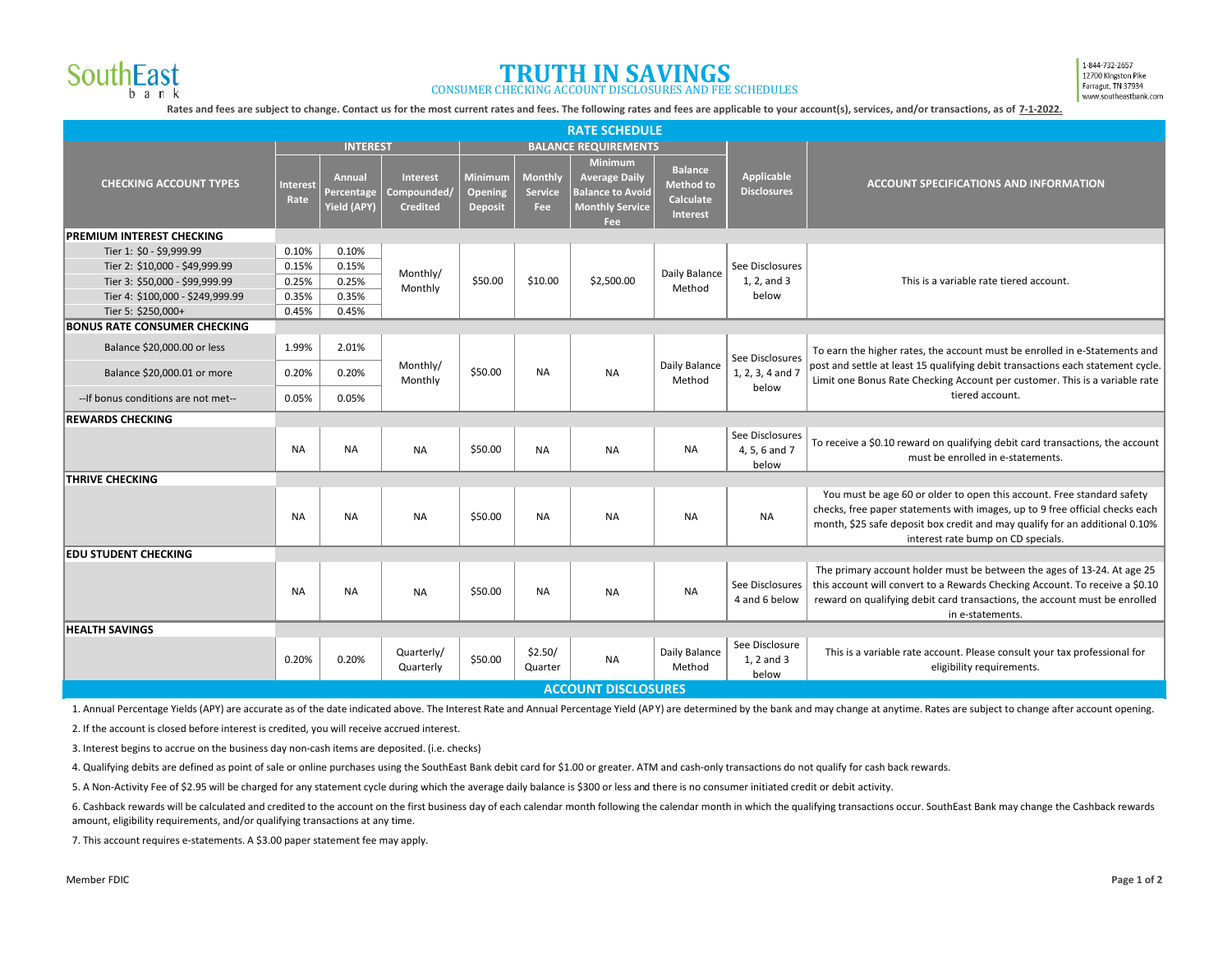SouthEast bank

# TRUTH IN SAVINGS

CONSUMER CHECKING ACCOUNT DISCLOSURES AND FEE SCHEDULES

1-844-732-2657
12700 Kingston Pike
Farragut, TN 37934
www.southeastbank.com

**Rates and fees are subject to change. Contact us for the most current rates and fees. The following rates and fees are applicable to your account(s), services, and/or transactions, as of 7-1-2022.**

## RATE SCHEDULE

| CHECKING ACCOUNT TYPES | INTEREST | | | BALANCE REQUIREMENTS | | | | Applicable Disclosures | ACCOUNT SPECIFICATIONS AND INFORMATION |
|---|---|---|---|---|---|---|---|---|---|
| | Interest Rate | Annual Percentage Yield (APY) | Interest Compounded/ Credited | Minimum Opening Deposit | Monthly Service Fee | Minimum Average Daily Balance to Avoid Monthly Service Fee | Balance Method to Calculate Interest | | |
| **PREMIUM INTEREST CHECKING** | | | | | | | | | |
| Tier 1: $0 - $9,999.99 | 0.10% | 0.10% | Monthly/ Monthly | $50.00 | $10.00 | $2,500.00 | Daily Balance Method | See Disclosures 1, 2, and 3 below | This is a variable rate tiered account. |
| Tier 2: $10,000 - $49,999.99 | 0.15% | 0.15% | | | | | | | |
| Tier 3: $50,000 - $99,999.99 | 0.25% | 0.25% | | | | | | | |
| Tier 4: $100,000 - $249,999.99 | 0.35% | 0.35% | | | | | | | |
| Tier 5: $250,000+ | 0.45% | 0.45% | | | | | | | |
| **BONUS RATE CONSUMER CHECKING** | | | | | | | | | |
| Balance $20,000.00 or less | 1.99% | 2.01% | Monthly/ Monthly | $50.00 | NA | NA | Daily Balance Method | See Disclosures 1, 2, 3, 4 and 7 below | To earn the higher rates, the account must be enrolled in e-Statements and post and settle at least 15 qualifying debit transactions each statement cycle. Limit one Bonus Rate Checking Account per customer. This is a variable rate tiered account. |
| Balance $20,000.01 or more | 0.20% | 0.20% | | | | | | | |
| --If bonus conditions are not met-- | 0.05% | 0.05% | | | | | | | |
| **REWARDS CHECKING** | | | | | | | | | |
| | NA | NA | NA | $50.00 | NA | NA | NA | See Disclosures 4, 5, 6 and 7 below | To receive a $0.10 reward on qualifying debit card transactions, the account must be enrolled in e-statements. |
| **THRIVE CHECKING** | | | | | | | | | |
| | NA | NA | NA | $50.00 | NA | NA | NA | NA | You must be age 60 or older to open this account. Free standard safety checks, free paper statements with images, up to 9 free official checks each month, $25 safe deposit box credit and may qualify for an additional 0.10% interest rate bump on CD specials. |
| **EDU STUDENT CHECKING** | | | | | | | | | |
| | NA | NA | NA | $50.00 | NA | NA | NA | See Disclosures 4 and 6 below | The primary account holder must be between the ages of 13-24. At age 25 this account will convert to a Rewards Checking Account. To receive a $0.10 reward on qualifying debit card transactions, the account must be enrolled in e-statements. |
| **HEALTH SAVINGS** | | | | | | | | | |
| | 0.20% | 0.20% | Quarterly/ Quarterly | $50.00 | $2.50/ Quarter | NA | Daily Balance Method | See Disclosure 1, 2 and 3 below | This is a variable rate account. Please consult your tax professional for eligibility requirements. |

## ACCOUNT DISCLOSURES

1. Annual Percentage Yields (APY) are accurate as of the date indicated above. The Interest Rate and Annual Percentage Yield (APY) are determined by the bank and may change at anytime. Rates are subject to change after account opening.

2. If the account is closed before interest is credited, you will receive accrued interest.

3. Interest begins to accrue on the business day non-cash items are deposited. (i.e. checks)

4. Qualifying debits are defined as point of sale or online purchases using the SouthEast Bank debit card for $1.00 or greater. ATM and cash-only transactions do not qualify for cash back rewards.

5. A Non-Activity Fee of $2.95 will be charged for any statement cycle during which the average daily balance is $300 or less and there is no consumer initiated credit or debit activity.

6. Cashback rewards will be calculated and credited to the account on the first business day of each calendar month following the calendar month in which the qualifying transactions occur. SouthEast Bank may change the Cashback rewards amount, eligibility requirements, and/or qualifying transactions at any time.

7. This account requires e-statements. A $3.00 paper statement fee may apply.

Member FDIC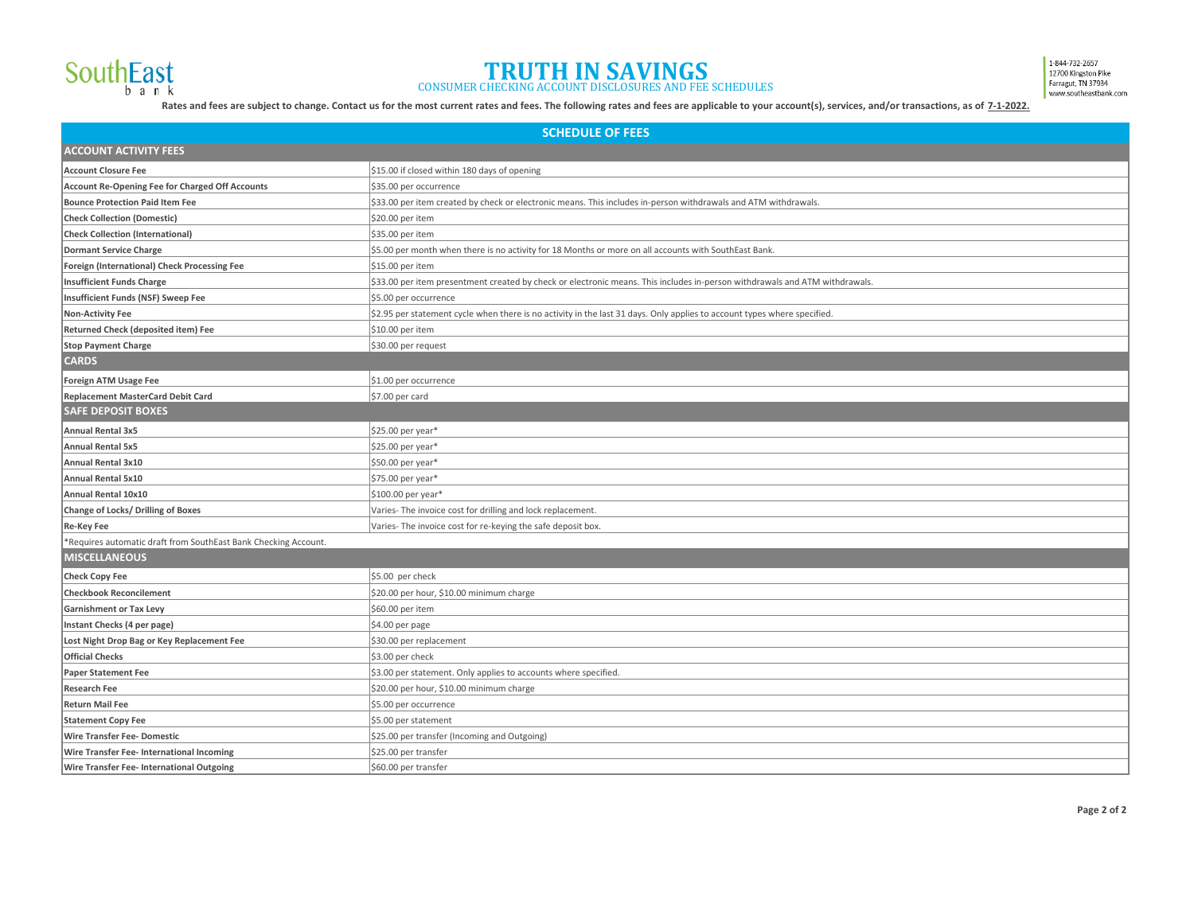SouthEast bank

# TRUTH IN SAVINGS

CONSUMER CHECKING ACCOUNT DISCLOSURES AND FEE SCHEDULES

1-844-732-2657
12700 Kingston Pike
Farragut, TN 37934
www.southeastbank.com

**Rates and fees are subject to change. Contact us for the most current rates and fees. The following rates and fees are applicable to your account(s), services, and/or transactions, as of 7-1-2022.**

## SCHEDULE OF FEES

| | |
|---|---|
| **ACCOUNT ACTIVITY FEES** | |
| **Account Closure Fee** | $15.00 if closed within 180 days of opening |
| **Account Re-Opening Fee for Charged Off Accounts** | $35.00 per occurrence |
| **Bounce Protection Paid Item Fee** | $33.00 per item created by check or electronic means. This includes in-person withdrawals and ATM withdrawals. |
| **Check Collection (Domestic)** | $20.00 per item |
| **Check Collection (International)** | $35.00 per item |
| **Dormant Service Charge** | $5.00 per month when there is no activity for 18 Months or more on all accounts with SouthEast Bank. |
| **Foreign (International) Check Processing Fee** | $15.00 per item |
| **Insufficient Funds Charge** | $33.00 per item presentment created by check or electronic means. This includes in-person withdrawals and ATM withdrawals. |
| **Insufficient Funds (NSF) Sweep Fee** | $5.00 per occurrence |
| **Non-Activity Fee** | $2.95 per statement cycle when there is no activity in the last 31 days. Only applies to account types where specified. |
| **Returned Check (deposited item) Fee** | $10.00 per item |
| **Stop Payment Charge** | $30.00 per request |
| **CARDS** | |
| **Foreign ATM Usage Fee** | $1.00 per occurrence |
| **Replacement MasterCard Debit Card** | $7.00 per card |
| **SAFE DEPOSIT BOXES** | |
| **Annual Rental 3x5** | $25.00 per year* |
| **Annual Rental 5x5** | $25.00 per year* |
| **Annual Rental 3x10** | $50.00 per year* |
| **Annual Rental 5x10** | $75.00 per year* |
| **Annual Rental 10x10** | $100.00 per year* |
| **Change of Locks/ Drilling of Boxes** | Varies- The invoice cost for drilling and lock replacement. |
| **Re-Key Fee** | Varies- The invoice cost for re-keying the safe deposit box. |
| *Requires automatic draft from SouthEast Bank Checking Account. | |
| **MISCELLANEOUS** | |
| **Check Copy Fee** | $5.00 per check |
| **Checkbook Reconcilement** | $20.00 per hour, $10.00 minimum charge |
| **Garnishment or Tax Levy** | $60.00 per item |
| **Instant Checks (4 per page)** | $4.00 per page |
| **Lost Night Drop Bag or Key Replacement Fee** | $30.00 per replacement |
| **Official Checks** | $3.00 per check |
| **Paper Statement Fee** | $3.00 per statement. Only applies to accounts where specified. |
| **Research Fee** | $20.00 per hour, $10.00 minimum charge |
| **Return Mail Fee** | $5.00 per occurrence |
| **Statement Copy Fee** | $5.00 per statement |
| **Wire Transfer Fee- Domestic** | $25.00 per transfer (Incoming and Outgoing) |
| **Wire Transfer Fee- International Incoming** | $25.00 per transfer |
| **Wire Transfer Fee- International Outgoing** | $60.00 per transfer |